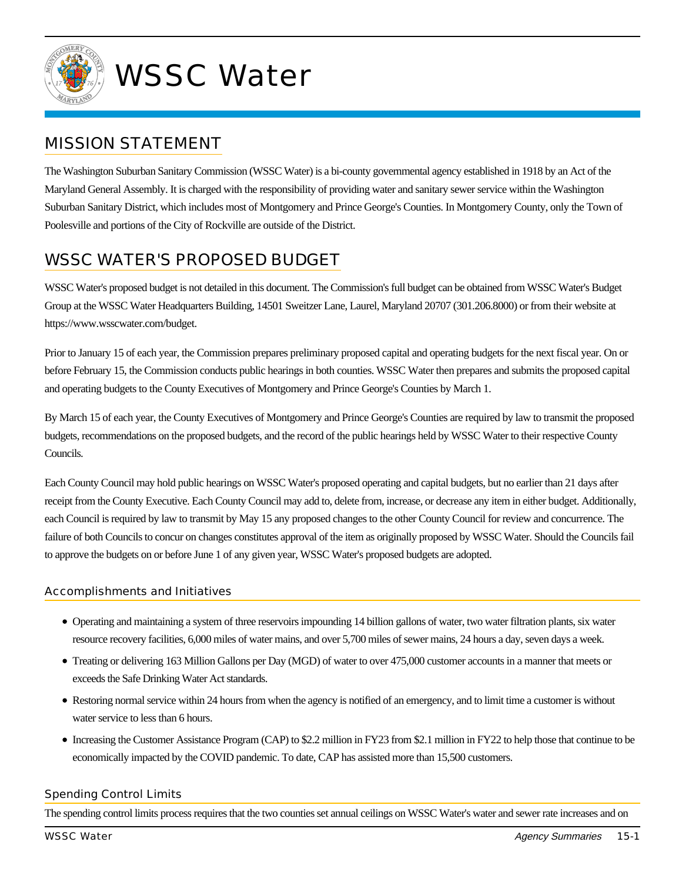# WSSC Water

## MISSION STATEMENT

The Washington Suburban Sanitary Commission (WSSC Water) is a bi-county governmental agency established in 1918 by an Act of the Maryland General Assembly. It is charged with the responsibility of providing water and sanitary sewer service within the Washington Suburban Sanitary District, which includes most of Montgomery and Prince George's Counties. In Montgomery County, only the Town of Poolesville and portions of the City of Rockville are outside of the District.

## WSSC WATER'S PROPOSED BUDGET

WSSC Water's proposed budget is not detailed in this document. The Commission's full budget can be obtained from WSSC Water's Budget Group at the WSSC Water Headquarters Building, 14501 Sweitzer Lane, Laurel, Maryland 20707 (301.206.8000) or from their website at https://www.wsscwater.com/budget.

Prior to January 15 of each year, the Commission prepares preliminary proposed capital and operating budgets for the next fiscal year. On or before February 15, the Commission conducts public hearings in both counties. WSSC Water then prepares and submits the proposed capital and operating budgets to the County Executives of Montgomery and Prince George's Counties by March 1.

By March 15 of each year, the County Executives of Montgomery and Prince George's Counties are required by law to transmit the proposed budgets, recommendations on the proposed budgets, and the record of the public hearings held by WSSC Water to their respective County Councils.

Each County Council may hold public hearings on WSSC Water's proposed operating and capital budgets, but no earlier than 21 days after receipt from the County Executive. Each County Council may add to, delete from, increase, or decrease any item in either budget. Additionally, each Council is required by law to transmit by May 15 any proposed changes to the other County Council for review and concurrence. The failure of both Councils to concur on changes constitutes approval of the item as originally proposed by WSSC Water. Should the Councils fail to approve the budgets on or before June 1 of any given year, WSSC Water's proposed budgets are adopted.

### Accomplishments and Initiatives

- Operating and maintaining a system of three reservoirs impounding 14 billion gallons of water, two water filtration plants, six water resource recovery facilities, 6,000 miles of water mains, and over 5,700 miles of sewer mains, 24 hours a day, seven days a week.
- Treating or delivering 163 Million Gallons per Day (MGD) of water to over 475,000 customer accounts in a manner that meets or exceeds the Safe Drinking Water Act standards.
- Restoring normal service within 24 hours from when the agency is notified of an emergency, and to limit time a customer is without water service to less than 6 hours.
- Increasing the Customer Assistance Program (CAP) to $2.2 million in FY23 from $2.1 million in FY22 to help those that continue to be economically impacted by the COVID pandemic. To date, CAP has assisted more than 15,500 customers.

### Spending Control Limits

The spending control limits process requires that the two counties set annual ceilings on WSSC Water's water and sewer rate increases and on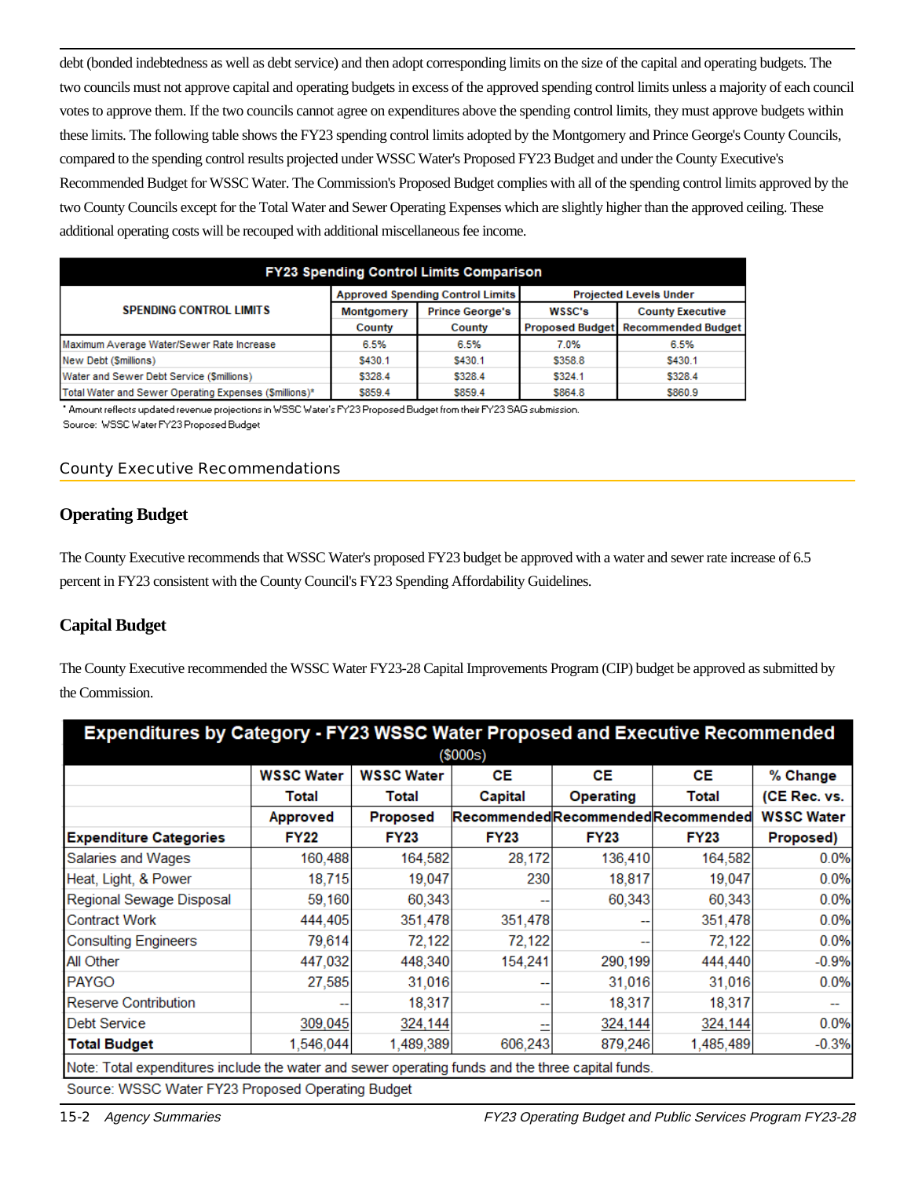debt (bonded indebtedness as well as debt service) and then adopt corresponding limits on the size of the capital and operating budgets. The two councils must not approve capital and operating budgets in excess of the approved spending control limits unless a majority of each council votes to approve them. If the two councils cannot agree on expenditures above the spending control limits, they must approve budgets within these limits. The following table shows the FY23 spending control limits adopted by the Montgomery and Prince George's County Councils, compared to the spending control results projected under WSSC Water's Proposed FY23 Budget and under the County Executive's Recommended Budget for WSSC Water. The Commission's Proposed Budget complies with all of the spending control limits approved by the two County Councils except for the Total Water and Sewer Operating Expenses which are slightly higher than the approved ceiling. These additional operating costs will be recouped with additional miscellaneous fee income.

**FY23 Spending Control Limits Comparison**

| SPENDING CONTROL LIMITS | Approved Spending Control Limits | | Projected Levels Under | |
|---|---|---|---|---|
| | Montgomery County | Prince George's County | WSSC's Proposed Budget | County Executive Recommended Budget |
| Maximum Average Water/Sewer Rate Increase | 6.5% | 6.5% | 7.0% | 6.5% |
| New Debt ($millions) | $430.1 | $430.1 | $358.8 | $430.1 |
| Water and Sewer Debt Service ($millions) | $328.4 | $328.4 | $324.1 | $328.4 |
| Total Water and Sewer Operating Expenses ($millions)* | $859.4 | $859.4 | $864.8 | $860.9 |

* Amount reflects updated revenue projections in WSSC Water's FY23 Proposed Budget from their FY23 SAG submission.

Source: WSSC Water FY23 Proposed Budget

## County Executive Recommendations

### Operating Budget

The County Executive recommends that WSSC Water's proposed FY23 budget be approved with a water and sewer rate increase of 6.5 percent in FY23 consistent with the County Council's FY23 Spending Affordability Guidelines.

### Capital Budget

The County Executive recommended the WSSC Water FY23-28 Capital Improvements Program (CIP) budget be approved as submitted by the Commission.

**Expenditures by Category - FY23 WSSC Water Proposed and Executive Recommended** ($000s)

| Expenditure Categories | WSSC Water Total Approved FY22 | WSSC Water Total Proposed FY23 | CE Capital Recommended FY23 | CE Operating Recommended FY23 | CE Total Recommended FY23 | % Change (CE Rec. vs. WSSC Water Proposed) |
|---|---|---|---|---|---|---|
| Salaries and Wages | 160,488 | 164,582 | 28,172 | 136,410 | 164,582 | 0.0% |
| Heat, Light, & Power | 18,715 | 19,047 | 230 | 18,817 | 19,047 | 0.0% |
| Regional Sewage Disposal | 59,160 | 60,343 | -- | 60,343 | 60,343 | 0.0% |
| Contract Work | 444,405 | 351,478 | 351,478 | -- | 351,478 | 0.0% |
| Consulting Engineers | 79,614 | 72,122 | 72,122 | -- | 72,122 | 0.0% |
| All Other | 447,032 | 448,340 | 154,241 | 290,199 | 444,440 | -0.9% |
| PAYGO | 27,585 | 31,016 | -- | 31,016 | 31,016 | 0.0% |
| Reserve Contribution | -- | 18,317 | -- | 18,317 | 18,317 | -- |
| Debt Service | 309,045 | 324,144 | -- | 324,144 | 324,144 | 0.0% |
| **Total Budget** | 1,546,044 | 1,489,389 | 606,243 | 879,246 | 1,485,489 | -0.3% |

Note: Total expenditures include the water and sewer operating funds and the three capital funds.

Source: WSSC Water FY23 Proposed Operating Budget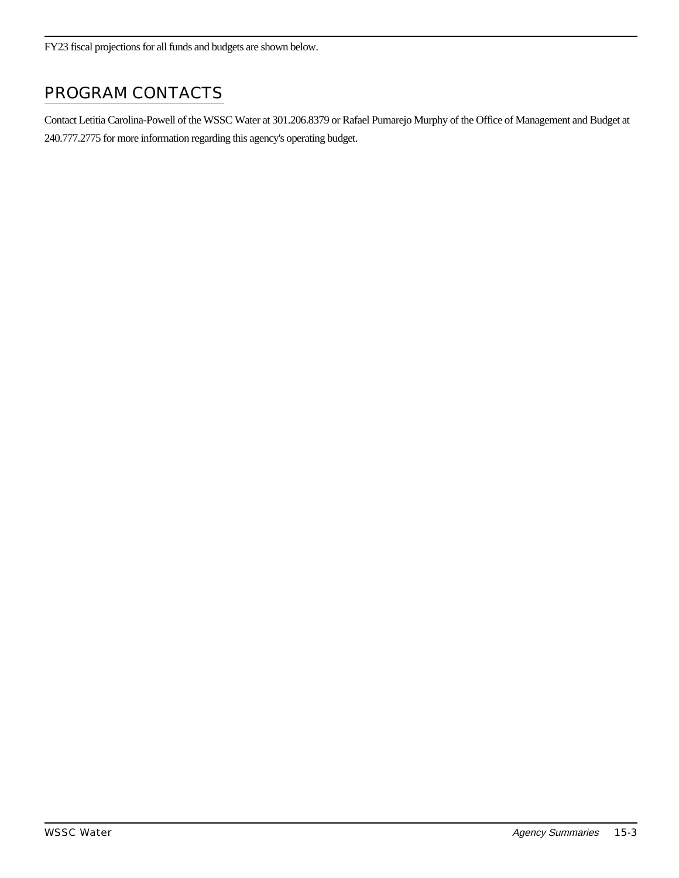FY23 fiscal projections for all funds and budgets are shown below.

## PROGRAM CONTACTS

Contact Letitia Carolina-Powell of the WSSC Water at 301.206.8379 or Rafael Pumarejo Murphy of the Office of Management and Budget at 240.777.2775 for more information regarding this agency's operating budget.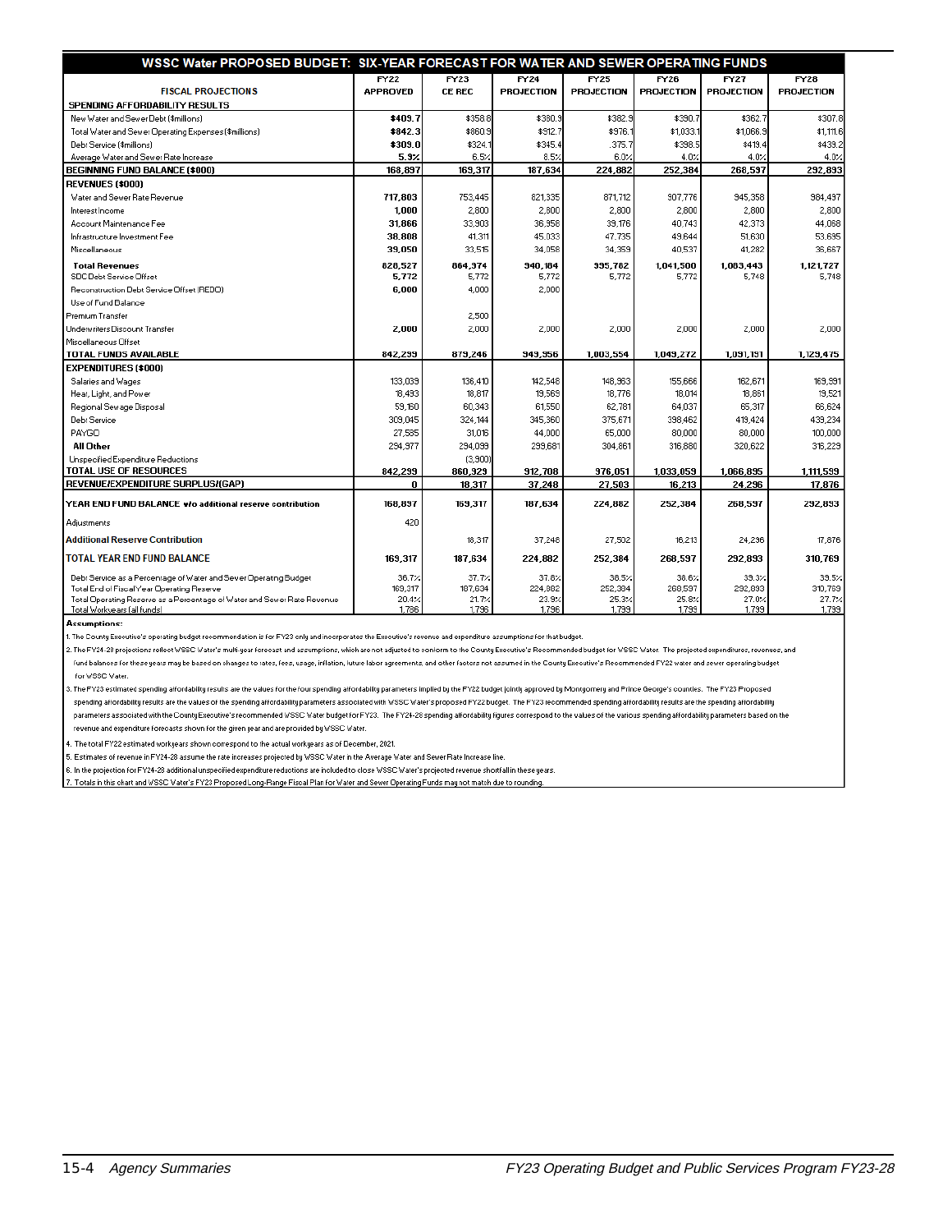# WSSC Water PROPOSED BUDGET: SIX-YEAR FORECAST FOR WATER AND SEWER OPERATING FUNDS

| FISCAL PROJECTIONS | FY22 APPROVED | FY23 CE REC | FY24 PROJECTION | FY25 PROJECTION | FY26 PROJECTION | FY27 PROJECTION | FY28 PROJECTION |
|---|---|---|---|---|---|---|---|
| **SPENDING AFFORDABILITY RESULTS** | | | | | | | |
| New Water and Sewer Debt ($millions) | **$409.7** | $358.8 | $380.9 | $382.9 | $390.7 | $362.7 | $307.8 |
| Total Water and Sewer Operating Expenses ($millions) | **$842.3** | $860.9 | $912.7 | $976.1 | $1,033.1 | $1,066.9 | $1,111.6 |
| Debt Service ($millions) | **$309.0** | $324.1 | $345.4 | $375.7 | $398.5 | $419.4 | $439.2 |
| Average Water and Sewer Rate Increase | **5.9%** | 6.5% | 8.5% | 6.0% | 4.0% | 4.0% | 4.0% |
| **BEGINNING FUND BALANCE ($000)** | **168,897** | **169,317** | **187,634** | **224,882** | **252,384** | **268,597** | **292,893** |
| **REVENUES ($000)** | | | | | | | |
| Water and Sewer Rate Revenue | **717,803** | 753,445 | 821,335 | 871,712 | 907,776 | 945,358 | 984,497 |
| Interest Income | **1,000** | 2,800 | 2,800 | 2,800 | 2,800 | 2,800 | 2,800 |
| Account Maintenance Fee | **31,866** | 33,903 | 36,958 | 39,176 | 40,743 | 42,373 | 44,068 |
| Infrastructure Investment Fee | **38,808** | 41,311 | 45,033 | 47,735 | 49,644 | 51,630 | 53,695 |
| Miscellaneous | **39,050** | 33,515 | 34,058 | 34,359 | 40,537 | 41,282 | 36,667 |
| **Total Revenues** | **828,527** | **864,974** | **940,184** | **995,782** | **1,041,500** | **1,083,443** | **1,121,727** |
| SDC Debt Service Offset | **5,772** | 5,772 | 5,772 | 5,772 | 5,772 | 5,748 | 5,748 |
| Reconstruction Debt Service Offset (REDO) | **6,000** | 4,000 | 2,000 | | | | |
| Use of Fund Balance | | | | | | | |
| Premium Transfer | | 2,500 | | | | | |
| Underwriters Discount Transfer | **2,000** | 2,000 | 2,000 | 2,000 | 2,000 | 2,000 | 2,000 |
| Miscellaneous Offset | | | | | | | |
| **TOTAL FUNDS AVAILABLE** | **842,299** | **879,246** | **949,956** | **1,003,554** | **1,049,272** | **1,091,191** | **1,129,475** |
| **EXPENDITURES ($000)** | | | | | | | |
| Salaries and Wages | 133,039 | 136,410 | 142,546 | 148,963 | 155,666 | 162,671 | 169,991 |
| Heat, Light, and Power | 18,493 | 18,817 | 19,569 | 18,776 | 18,014 | 18,861 | 19,521 |
| Regional Sewage Disposal | 59,160 | 60,343 | 61,550 | 62,781 | 64,037 | 65,317 | 66,624 |
| Debt Service | 309,045 | 324,144 | 345,360 | 375,671 | 398,462 | 419,424 | 439,234 |
| PAYGO | 27,585 | 31,016 | 44,000 | 65,000 | 80,000 | 80,000 | 100,000 |
| **All Other** | 294,977 | 294,099 | 299,681 | 304,861 | 316,880 | 320,622 | 316,229 |
| Unspecified Expenditure Reductions | | (3,900) | | | | | |
| **TOTAL USE OF RESOURCES** | **842,299** | **860,929** | **912,708** | **976,051** | **1,033,059** | **1,066,895** | **1,111,599** |
| **REVENUE/EXPENDITURE SURPLUS/(GAP)** | **0** | **18,317** | **37,248** | **27,503** | **16,213** | **24,296** | **17,876** |
| **YEAR END FUND BALANCE w/o additional reserve contribution** | **168,897** | **169,317** | **187,634** | **224,882** | **252,384** | **268,597** | **292,893** |
| Adjustments | 420 | | | | | | |
| **Additional Reserve Contribution** | | 18,317 | 37,248 | 27,502 | 16,213 | 24,296 | 17,876 |
| **TOTAL YEAR END FUND BALANCE** | **169,317** | **187,634** | **224,882** | **252,384** | **268,597** | **292,893** | **310,769** |
| Debt Service as a Percentage of Water and Sewer Operating Budget | 36.7% | 37.7% | 37.8% | 38.5% | 38.6% | 39.3% | 39.5% |
| Total End of Fiscal Year Operating Reserve | 169,317 | 187,634 | 224,882 | 252,384 | 268,597 | 292,893 | 310,769 |
| Total Operating Reserve as a Percentage of Water and Sewer Rate Revenue | 20.4% | 21.7% | 23.9% | 25.3% | 25.8% | 27.0% | 27.7% |
| Total Workyears (all funds) | 1,786 | 1,796 | 1,796 | 1,799 | 1,799 | 1,799 | 1,799 |

**Assumptions:**

1. The County Executive's operating budget recommendation is for FY23 only and incorporates the Executive's revenue and expenditure assumptions for that budget.
2. The FY24-28 projections reflect WSSC Water's multi-year forecast and assumptions, which are not adjusted to conform to the County Executive's Recommended budget for WSSC Water. The projected expenditures, revenues, and fund balances for these years may be based on changes to rates, fees, usage, inflation, future labor agreements, and other factors not assumed in the County Executive's Recommended FY22 water and sewer operating budget for WSSC Water.
3. The FY23 estimated spending affordability results are the values for the four spending affordability parameters implied by the FY22 budget jointly approved by Montgomery and Prince George's counties. The FY23 Proposed spending affordability results are the values of the spending affordability parameters associated with WSSC Water's proposed FY22 budget. The FY23 recommended spending affordability results are the spending affordability parameters associated with the County Executive's recommended WSSC Water budget for FY23. The FY24-28 spending affordability figures correspond to the values of the various spending affordability parameters based on the revenue and expenditure forecasts shown for the given year and are provided by WSSC Water.
4. The total FY22 estimated workyears shown correspond to the actual workyears as of December, 2021.
5. Estimates of revenue in FY24-28 assume the rate increases projected by WSSC Water in the Average Water and Sewer Rate Increase line.
6. In the projection for FY24-28 additional unspecified expenditure reductions are included to close WSSC Water's projected revenue shortfall in these years.
7. Totals in this chart and WSSC Water's FY23 Proposed Long-Range Fiscal Plan for Water and Sewer Operating Funds may not match due to rounding.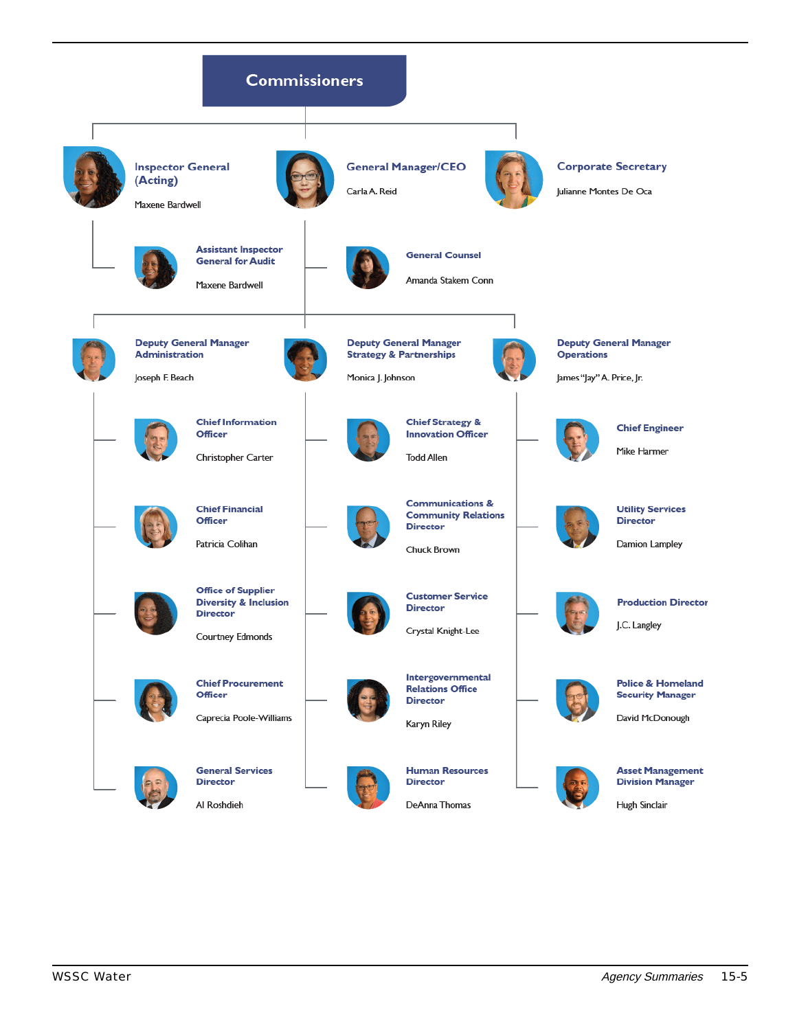# Commissioners

- **Inspector General (Acting)** — Maxene Bardwell
  - **Assistant Inspector General for Audit** — Maxene Bardwell
- **General Manager/CEO** — Carla A. Reid
  - **General Counsel** — Amanda Stakem Conn
- **Corporate Secretary** — Julianne Montes De Oca

## Deputy General Manager Administration — Joseph F. Beach

- **Chief Information Officer** — Christopher Carter
- **Chief Financial Officer** — Patricia Colihan
- **Office of Supplier Diversity & Inclusion Director** — Courtney Edmonds
- **Chief Procurement Officer** — Caprecia Poole-Williams
- **General Services Director** — Al Roshdieh

## Deputy General Manager Strategy & Partnerships — Monica J. Johnson

- **Chief Strategy & Innovation Officer** — Todd Allen
- **Communications & Community Relations Director** — Chuck Brown
- **Customer Service Director** — Crystal Knight-Lee
- **Intergovernmental Relations Office Director** — Karyn Riley
- **Human Resources Director** — DeAnna Thomas

## Deputy General Manager Operations — James "Jay" A. Price, Jr.

- **Chief Engineer** — Mike Harmer
- **Utility Services Director** — Damion Lampley
- **Production Director** — J.C. Langley
- **Police & Homeland Security Manager** — David McDonough
- **Asset Management Division Manager** — Hugh Sinclair